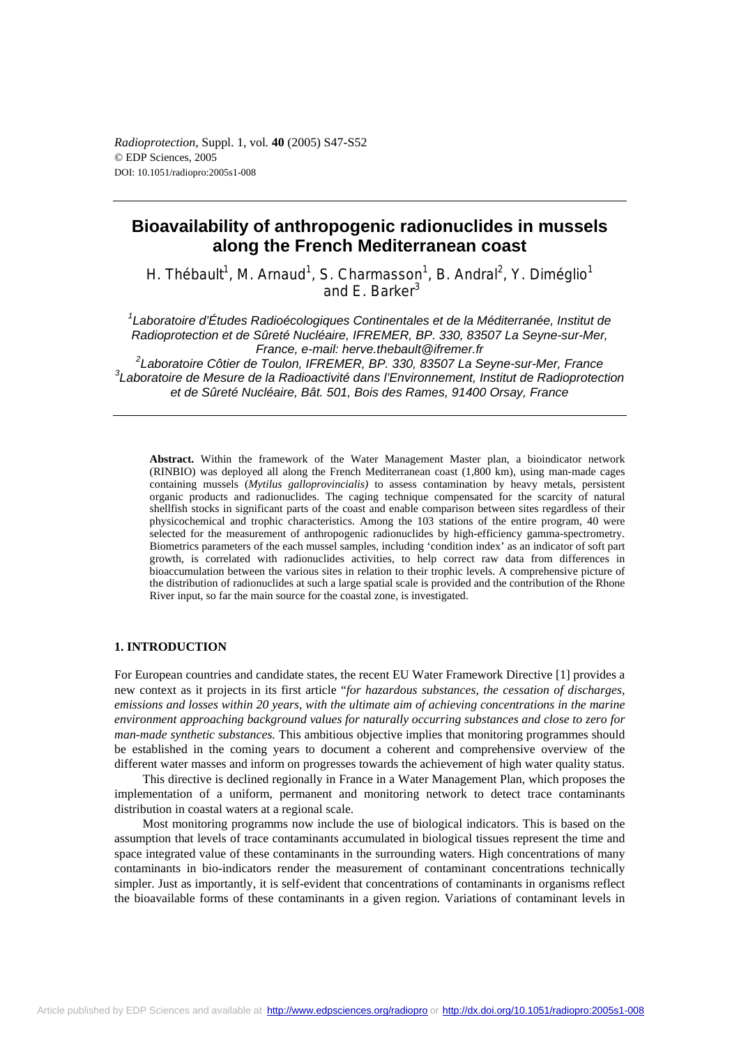# Bioavailability of anthropogenic radionuclides in mussels along the French Mediterranean coast

H. Thébault[1], M. Arnaud[1], S. Charmasson[1], B. Andral[2], Y. Diméglio[1] and E. Barker[3]

[1]Laboratoire d'Études Radioécologiques Continentales et de la Méditerranée, Institut de Radioprotection et de Sûreté Nucléaire, IFREMER, BP. 330, 83507 La Seyne-sur-Mer, France, e-mail: herve.thebault@ifremer.fr

[2]Laboratoire Côtier de Toulon, IFREMER, BP. 330, 83507 La Seyne-sur-Mer, France

[3]Laboratoire de Mesure de la Radioactivité dans l'Environnement, Institut de Radioprotection et de Sûreté Nucléaire, Bât. 501, Bois des Rames, 91400 Orsay, France

**Abstract.** Within the framework of the Water Management Master plan, a bioindicator network (RINBIO) was deployed all along the French Mediterranean coast (1,800 km), using man-made cages containing mussels (*Mytilus galloprovincialis)* to assess contamination by heavy metals, persistent organic products and radionuclides. The caging technique compensated for the scarcity of natural shellfish stocks in significant parts of the coast and enable comparison between sites regardless of their physicochemical and trophic characteristics. Among the 103 stations of the entire program, 40 were selected for the measurement of anthropogenic radionuclides by high-efficiency gamma-spectrometry. Biometrics parameters of the each mussel samples, including 'condition index' as an indicator of soft part growth, is correlated with radionuclides activities, to help correct raw data from differences in bioaccumulation between the various sites in relation to their trophic levels. A comprehensive picture of the distribution of radionuclides at such a large spatial scale is provided and the contribution of the Rhone River input, so far the main source for the coastal zone, is investigated.

## 1. INTRODUCTION

For European countries and candidate states, the recent EU Water Framework Directive [1] provides a new context as it projects in its first article "*for hazardous substances, the cessation of discharges, emissions and losses within 20 years, with the ultimate aim of achieving concentrations in the marine environment approaching background values for naturally occurring substances and close to zero for man-made synthetic substances.* This ambitious objective implies that monitoring programmes should be established in the coming years to document a coherent and comprehensive overview of the different water masses and inform on progresses towards the achievement of high water quality status.

This directive is declined regionally in France in a Water Management Plan, which proposes the implementation of a uniform, permanent and monitoring network to detect trace contaminants distribution in coastal waters at a regional scale.

Most monitoring programms now include the use of biological indicators. This is based on the assumption that levels of trace contaminants accumulated in biological tissues represent the time and space integrated value of these contaminants in the surrounding waters. High concentrations of many contaminants in bio-indicators render the measurement of contaminant concentrations technically simpler. Just as importantly, it is self-evident that concentrations of contaminants in organisms reflect the bioavailable forms of these contaminants in a given region. Variations of contaminant levels in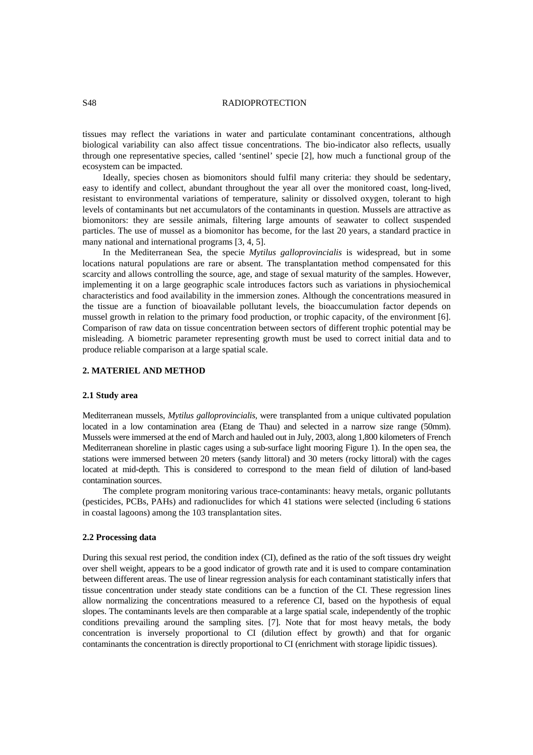tissues may reflect the variations in water and particulate contaminant concentrations, although biological variability can also affect tissue concentrations. The bio-indicator also reflects, usually through one representative species, called 'sentinel' specie [2], how much a functional group of the ecosystem can be impacted.

Ideally, species chosen as biomonitors should fulfil many criteria: they should be sedentary, easy to identify and collect, abundant throughout the year all over the monitored coast, long-lived, resistant to environmental variations of temperature, salinity or dissolved oxygen, tolerant to high levels of contaminants but net accumulators of the contaminants in question. Mussels are attractive as biomonitors: they are sessile animals, filtering large amounts of seawater to collect suspended particles. The use of mussel as a biomonitor has become, for the last 20 years, a standard practice in many national and international programs [3, 4, 5].

In the Mediterranean Sea, the specie *Mytilus galloprovincialis* is widespread, but in some locations natural populations are rare or absent. The transplantation method compensated for this scarcity and allows controlling the source, age, and stage of sexual maturity of the samples. However, implementing it on a large geographic scale introduces factors such as variations in physiochemical characteristics and food availability in the immersion zones. Although the concentrations measured in the tissue are a function of bioavailable pollutant levels, the bioaccumulation factor depends on mussel growth in relation to the primary food production, or trophic capacity, of the environment [6]. Comparison of raw data on tissue concentration between sectors of different trophic potential may be misleading. A biometric parameter representing growth must be used to correct initial data and to produce reliable comparison at a large spatial scale.

## 2. MATERIEL AND METHOD

### 2.1 Study area

Mediterranean mussels, *Mytilus galloprovincialis,* were transplanted from a unique cultivated population located in a low contamination area (Etang de Thau) and selected in a narrow size range (50mm). Mussels were immersed at the end of March and hauled out in July, 2003, along 1,800 kilometers of French Mediterranean shoreline in plastic cages using a sub-surface light mooring Figure 1). In the open sea, the stations were immersed between 20 meters (sandy littoral) and 30 meters (rocky littoral) with the cages located at mid-depth. This is considered to correspond to the mean field of dilution of land-based contamination sources.

The complete program monitoring various trace-contaminants: heavy metals, organic pollutants (pesticides, PCBs, PAHs) and radionuclides for which 41 stations were selected (including 6 stations in coastal lagoons) among the 103 transplantation sites.

### 2.2 Processing data

During this sexual rest period, the condition index (CI), defined as the ratio of the soft tissues dry weight over shell weight, appears to be a good indicator of growth rate and it is used to compare contamination between different areas. The use of linear regression analysis for each contaminant statistically infers that tissue concentration under steady state conditions can be a function of the CI. These regression lines allow normalizing the concentrations measured to a reference CI, based on the hypothesis of equal slopes. The contaminants levels are then comparable at a large spatial scale, independently of the trophic conditions prevailing around the sampling sites. [7]. Note that for most heavy metals, the body concentration is inversely proportional to CI (dilution effect by growth) and that for organic contaminants the concentration is directly proportional to CI (enrichment with storage lipidic tissues).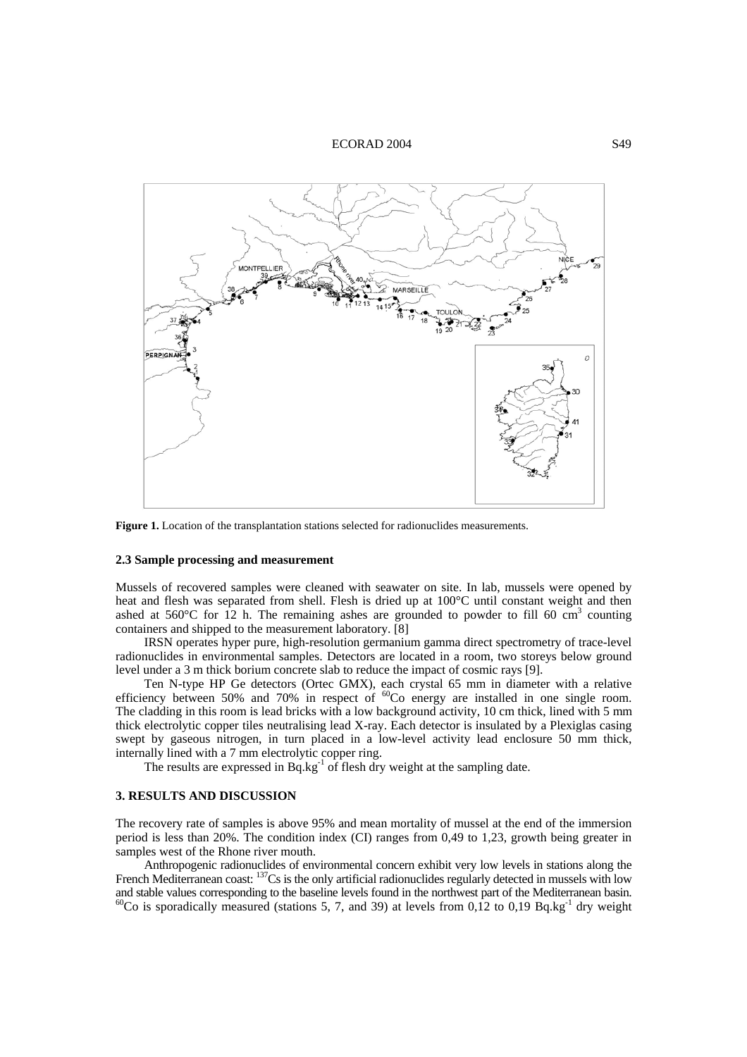**Figure 1.** Location of the transplantation stations selected for radionuclides measurements.

### 2.3 Sample processing and measurement

Mussels of recovered samples were cleaned with seawater on site. In lab, mussels were opened by heat and flesh was separated from shell. Flesh is dried up at 100°C until constant weight and then ashed at 560°C for 12 h. The remaining ashes are grounded to powder to fill 60 $cm^3$ counting containers and shipped to the measurement laboratory. [8]

IRSN operates hyper pure, high-resolution germanium gamma direct spectrometry of trace-level radionuclides in environmental samples. Detectors are located in a room, two storeys below ground level under a 3 m thick borium concrete slab to reduce the impact of cosmic rays [9].

Ten N-type HP Ge detectors (Ortec GMX), each crystal 65 mm in diameter with a relative efficiency between 50% and 70% in respect of $^{60}Co$ energy are installed in one single room. The cladding in this room is lead bricks with a low background activity, 10 cm thick, lined with 5 mm thick electrolytic copper tiles neutralising lead X-ray. Each detector is insulated by a Plexiglas casing swept by gaseous nitrogen, in turn placed in a low-level activity lead enclosure 50 mm thick, internally lined with a 7 mm electrolytic copper ring.

The results are expressed in $Bq.kg^{-1}$ of flesh dry weight at the sampling date.

## 3. RESULTS AND DISCUSSION

The recovery rate of samples is above 95% and mean mortality of mussel at the end of the immersion period is less than 20%. The condition index (CI) ranges from 0,49 to 1,23, growth being greater in samples west of the Rhone river mouth.

Anthropogenic radionuclides of environmental concern exhibit very low levels in stations along the French Mediterranean coast: $^{137}Cs$ is the only artificial radionuclides regularly detected in mussels with low and stable values corresponding to the baseline levels found in the northwest part of the Mediterranean basin. $^{60}Co$ is sporadically measured (stations 5, 7, and 39) at levels from 0,12 to 0,19 $Bq.kg^{-1}$ dry weight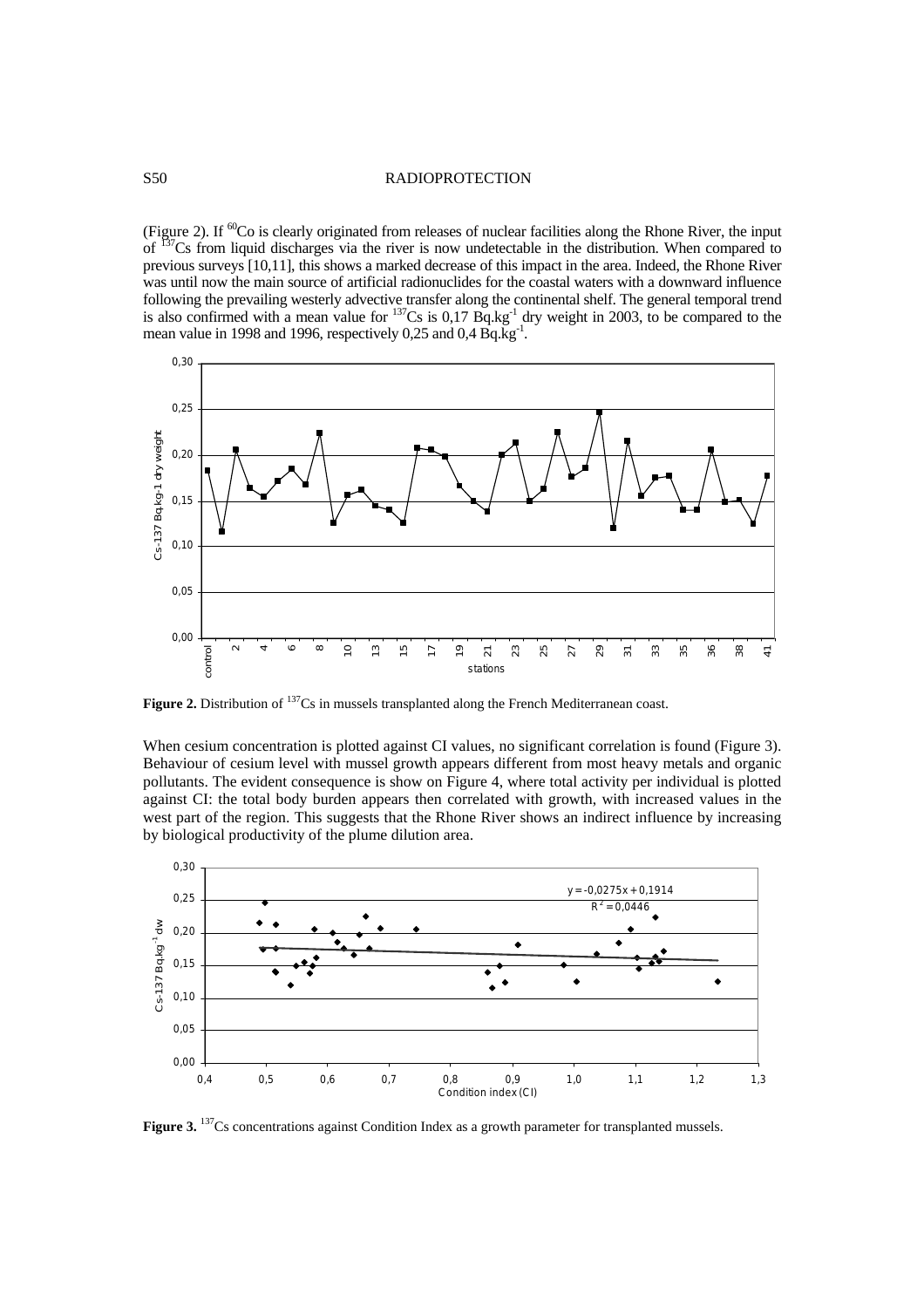(Figure 2). If $^{60}$Co is clearly originated from releases of nuclear facilities along the Rhone River, the input of $^{137}$Cs from liquid discharges via the river is now undetectable in the distribution. When compared to previous surveys [10,11], this shows a marked decrease of this impact in the area. Indeed, the Rhone River was until now the main source of artificial radionuclides for the coastal waters with a downward influence following the prevailing westerly advective transfer along the continental shelf. The general temporal trend is also confirmed with a mean value for $^{137}$Cs is 0,17 Bq.kg$^{-1}$ dry weight in 2003, to be compared to the mean value in 1998 and 1996, respectively 0,25 and 0,4 Bq.kg$^{-1}$.

**Figure 2.** Distribution of $^{137}$Cs in mussels transplanted along the French Mediterranean coast.

When cesium concentration is plotted against CI values, no significant correlation is found (Figure 3). Behaviour of cesium level with mussel growth appears different from most heavy metals and organic pollutants. The evident consequence is show on Figure 4, where total activity per individual is plotted against CI: the total body burden appears then correlated with growth, with increased values in the west part of the region. This suggests that the Rhone River shows an indirect influence by increasing by biological productivity of the plume dilution area.

**Figure 3.** $^{137}$Cs concentrations against Condition Index as a growth parameter for transplanted mussels.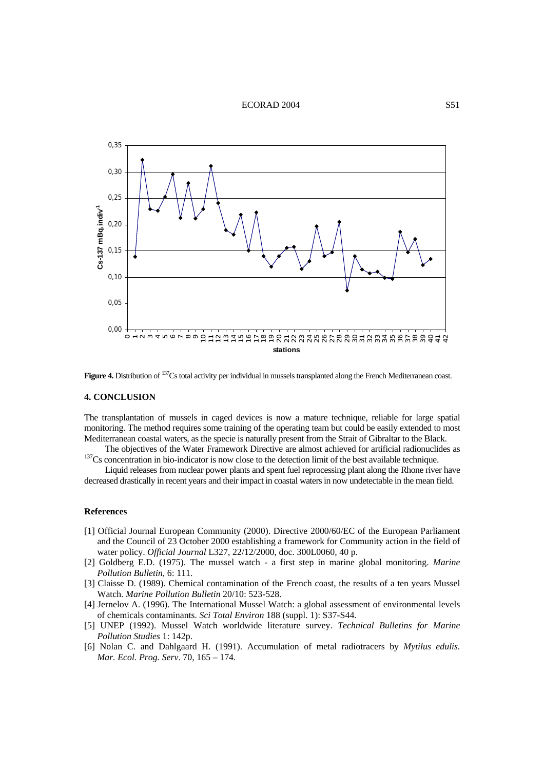**Figure 4.** Distribution of $^{137}$Cs total activity per individual in mussels transplanted along the French Mediterranean coast.

## 4. CONCLUSION

The transplantation of mussels in caged devices is now a mature technique, reliable for large spatial monitoring. The method requires some training of the operating team but could be easily extended to most Mediterranean coastal waters, as the specie is naturally present from the Strait of Gibraltar to the Black.

The objectives of the Water Framework Directive are almost achieved for artificial radionuclides as $^{137}$Cs concentration in bio-indicator is now close to the detection limit of the best available technique.

Liquid releases from nuclear power plants and spent fuel reprocessing plant along the Rhone river have decreased drastically in recent years and their impact in coastal waters in now undetectable in the mean field.

### References

[1] Official Journal European Community (2000). Directive 2000/60/EC of the European Parliament and the Council of 23 October 2000 establishing a framework for Community action in the field of water policy. *Official Journal* L327, 22/12/2000, doc. 300L0060, 40 p.

[2] Goldberg E.D. (1975). The mussel watch - a first step in marine global monitoring. *Marine Pollution Bulletin*, 6: 111.

[3] Claisse D. (1989). Chemical contamination of the French coast, the results of a ten years Mussel Watch. *Marine Pollution Bulletin* 20/10: 523-528.

[4] Jernelov A. (1996). The International Mussel Watch: a global assessment of environmental levels of chemicals contaminants. *Sci Total Environ* 188 (suppl. 1): S37-S44.

[5] UNEP (1992). Mussel Watch worldwide literature survey. *Technical Bulletins for Marine Pollution Studies* 1: 142p.

[6] Nolan C. and Dahlgaard H. (1991). Accumulation of metal radiotracers by *Mytilus edulis. Mar. Ecol. Prog. Serv*. 70, 165 – 174.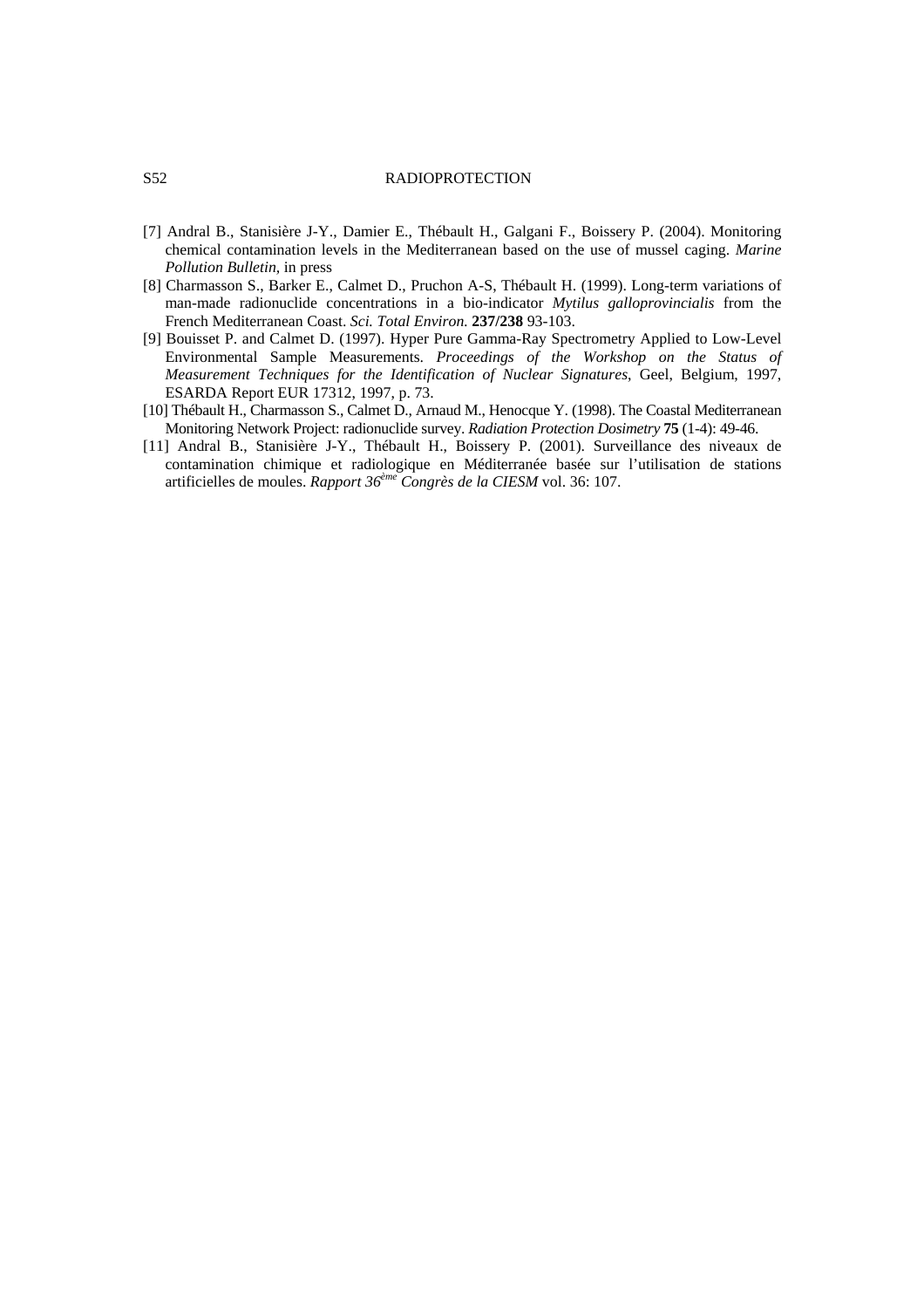[7] Andral B., Stanisière J-Y., Damier E., Thébault H., Galgani F., Boissery P. (2004). Monitoring chemical contamination levels in the Mediterranean based on the use of mussel caging. *Marine Pollution Bulletin,* in press

[8] Charmasson S., Barker E., Calmet D., Pruchon A-S, Thébault H. (1999). Long-term variations of man-made radionuclide concentrations in a bio-indicator *Mytilus galloprovincialis* from the French Mediterranean Coast. *Sci. Total Environ.* **237/238** 93-103.

[9] Bouisset P. and Calmet D. (1997). Hyper Pure Gamma-Ray Spectrometry Applied to Low-Level Environmental Sample Measurements. *Proceedings of the Workshop on the Status of Measurement Techniques for the Identification of Nuclear Signatures*, Geel, Belgium, 1997, ESARDA Report EUR 17312, 1997, p. 73.

[10] Thébault H., Charmasson S., Calmet D., Arnaud M., Henocque Y. (1998). The Coastal Mediterranean Monitoring Network Project: radionuclide survey. *Radiation Protection Dosimetry* **75** (1-4): 49-46.

[11] Andral B., Stanisière J-Y., Thébault H., Boissery P. (2001). Surveillance des niveaux de contamination chimique et radiologique en Méditerranée basée sur l'utilisation de stations artificielles de moules. *Rapport 36ème Congrès de la CIESM* vol. 36: 107.